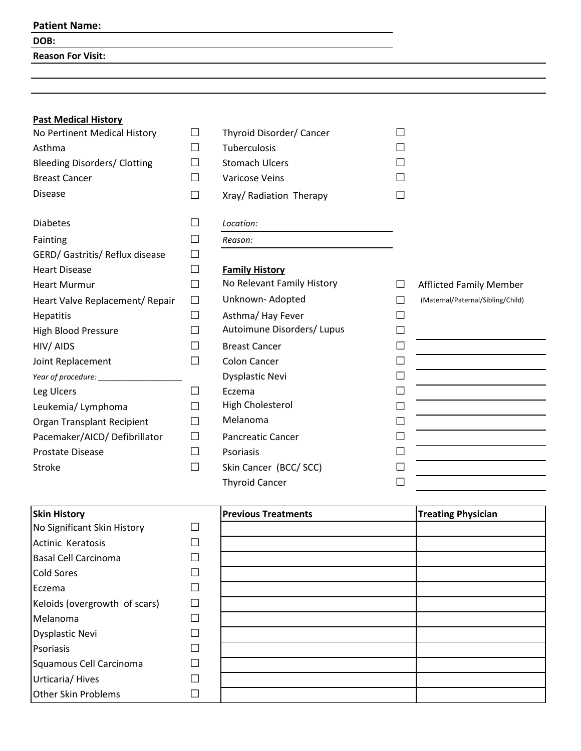**Patient Name:**

**DOB:**

**Reason For Visit:**

**Past Medical History**

- No Pertinent Medical History ☐
- Asthma ☐
- Bleeding Disorders/ Clotting ☐
- Breast Cancer ☐
- Disease ☐
- Diabetes ☐
- Fainting ☐
- GERD/ Gastritis/ Reflux disease ☐
- Heart Disease ☐
- Heart Murmur ☐
- Heart Valve Replacement/ Repair ☐
- Hepatitis ☐
- High Blood Pressure ☐
- HIV/ AIDS ☐
- Joint Replacement ☐
  - *Year of procedure:* ___________________
- Leg Ulcers ☐
- Leukemia/ Lymphoma ☐
- Organ Transplant Recipient ☐
- Pacemaker/AICD/ Defibrillator ☐
- Prostate Disease ☐
- Stroke ☐
- Thyroid Disorder/ Cancer ☐
- Tuberculosis ☐
- Stomach Ulcers ☐
- Varicose Veins ☐
- Xray/ Radiation Therapy ☐
  - *Location:*
  - *Reason:*

**Family History**

| | | Afflicted Family Member (Maternal/Paternal/Sibling/Child) |
|---|---|---|
| No Relevant Family History | ☐ | |
| Unknown- Adopted | ☐ | |
| Asthma/ Hay Fever | ☐ | |
| Autoimune Disorders/ Lupus | ☐ | |
| Breast Cancer | ☐ | |
| Colon Cancer | ☐ | |
| Dysplastic Nevi | ☐ | |
| Eczema | ☐ | |
| High Cholesterol | ☐ | |
| Melanoma | ☐ | |
| Pancreatic Cancer | ☐ | |
| Psoriasis | ☐ | |
| Skin Cancer (BCC/ SCC) | ☐ | |
| Thyroid Cancer | ☐ | |

| Skin History | | Previous Treatments | Treating Physician |
|---|---|---|---|
| No Significant Skin History | ☐ | | |
| Actinic Keratosis | ☐ | | |
| Basal Cell Carcinoma | ☐ | | |
| Cold Sores | ☐ | | |
| Eczema | ☐ | | |
| Keloids (overgrowth of scars) | ☐ | | |
| Melanoma | ☐ | | |
| Dysplastic Nevi | ☐ | | |
| Psoriasis | ☐ | | |
| Squamous Cell Carcinoma | ☐ | | |
| Urticaria/ Hives | ☐ | | |
| Other Skin Problems | ☐ | | |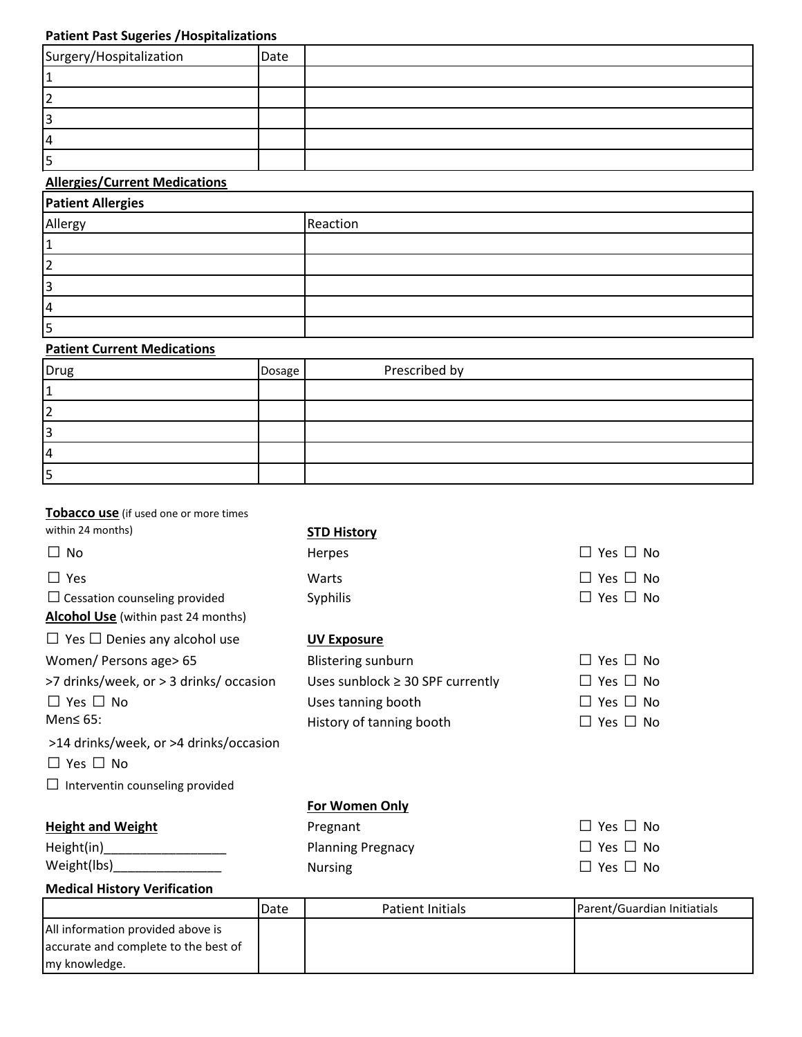**Patient Past Sugeries /Hospitalizations**

| Surgery/Hospitalization | Date | |
|---|---|---|
| 1 | | |
| 2 | | |
| 3 | | |
| 4 | | |
| 5 | | |

**Allergies/Current Medications**

| Patient Allergies | |
|---|---|
| Allergy | Reaction |
| 1 | |
| 2 | |
| 3 | |
| 4 | |
| 5 | |

**Patient Current Medications**

| Drug | Dosage | Prescribed by |
|---|---|---|
| 1 | | |
| 2 | | |
| 3 | | |
| 4 | | |
| 5 | | |

**Tobacco use** (if used one or more times within 24 months)

☐ No

☐ Yes

☐ Cessation counseling provided

**Alcohol Use** (within past 24 months)

☐ Yes ☐ Denies any alcohol use

Women/ Persons age> 65

>7 drinks/week, or > 3 drinks/ occasion

☐ Yes ☐ No

Men≤ 65:

>14 drinks/week, or >4 drinks/occasion

☐ Yes ☐ No

☐ Interventin counseling provided

**STD History**

Herpes ☐ Yes ☐ No

Warts ☐ Yes ☐ No

Syphilis ☐ Yes ☐ No

**UV Exposure**

Blistering sunburn ☐ Yes ☐ No

Uses sunblock ≥ 30 SPF currently ☐ Yes ☐ No

Uses tanning booth ☐ Yes ☐ No

History of tanning booth ☐ Yes ☐ No

**Height and Weight**

Height(in)_________________

Weight(lbs)_______________

**For Women Only**

Pregnant ☐ Yes ☐ No

Planning Pregnacy ☐ Yes ☐ No

Nursing ☐ Yes ☐ No

**Medical History Verification**

| | Date | Patient Initials | Parent/Guardian Initiatials |
|---|---|---|---|
| All information provided above is accurate and complete to the best of my knowledge. | | | |